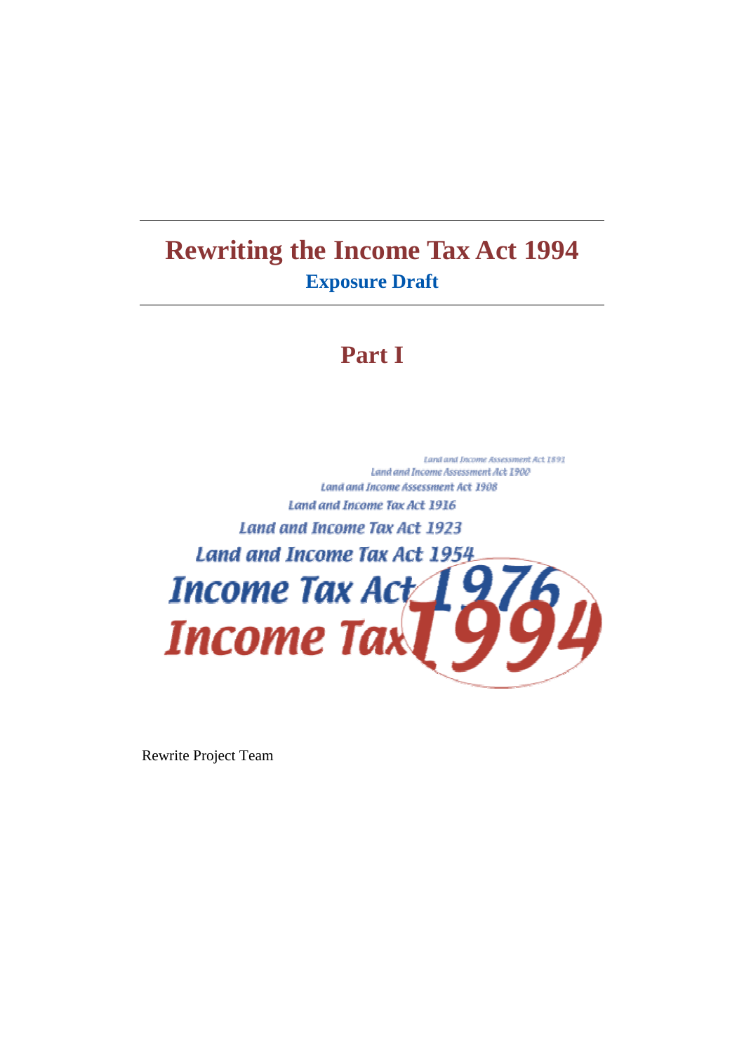# Rewriting the Income Tax Act 1994

## Exposure Draft

# Part I

Land and Income Assessment Act 1891
Land and Income Assessment Act 1900
Land and Income Assessment Act 1908
Land and Income Tax Act 1916
Land and Income Tax Act 1923
Land and Income Tax Act 1954
Income Tax Act 1976
Income Tax 1994

Rewrite Project Team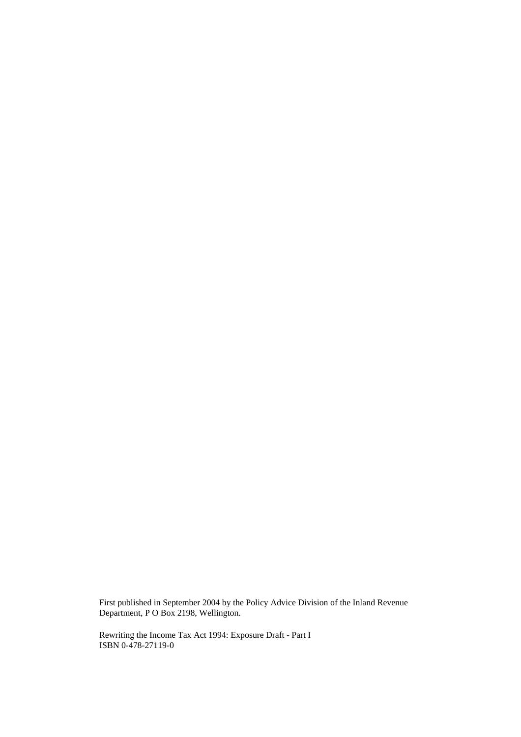First published in September 2004 by the Policy Advice Division of the Inland Revenue Department, P O Box 2198, Wellington.

Rewriting the Income Tax Act 1994: Exposure Draft - Part I
ISBN 0-478-27119-0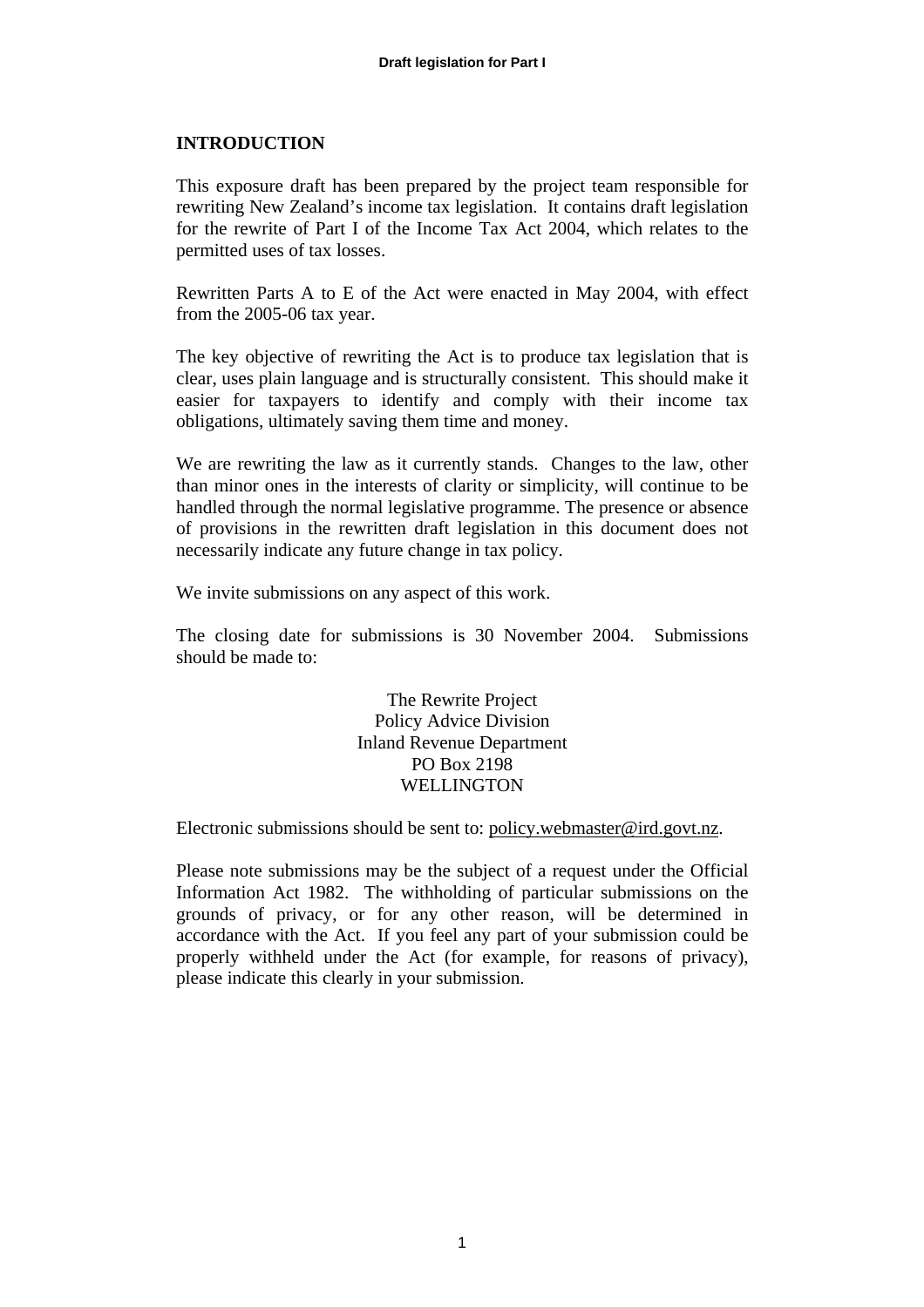## INTRODUCTION

This exposure draft has been prepared by the project team responsible for rewriting New Zealand's income tax legislation. It contains draft legislation for the rewrite of Part I of the Income Tax Act 2004, which relates to the permitted uses of tax losses.

Rewritten Parts A to E of the Act were enacted in May 2004, with effect from the 2005-06 tax year.

The key objective of rewriting the Act is to produce tax legislation that is clear, uses plain language and is structurally consistent. This should make it easier for taxpayers to identify and comply with their income tax obligations, ultimately saving them time and money.

We are rewriting the law as it currently stands. Changes to the law, other than minor ones in the interests of clarity or simplicity, will continue to be handled through the normal legislative programme. The presence or absence of provisions in the rewritten draft legislation in this document does not necessarily indicate any future change in tax policy.

We invite submissions on any aspect of this work.

The closing date for submissions is 30 November 2004. Submissions should be made to:

The Rewrite Project
Policy Advice Division
Inland Revenue Department
PO Box 2198
WELLINGTON

Electronic submissions should be sent to: policy.webmaster@ird.govt.nz.

Please note submissions may be the subject of a request under the Official Information Act 1982. The withholding of particular submissions on the grounds of privacy, or for any other reason, will be determined in accordance with the Act. If you feel any part of your submission could be properly withheld under the Act (for example, for reasons of privacy), please indicate this clearly in your submission.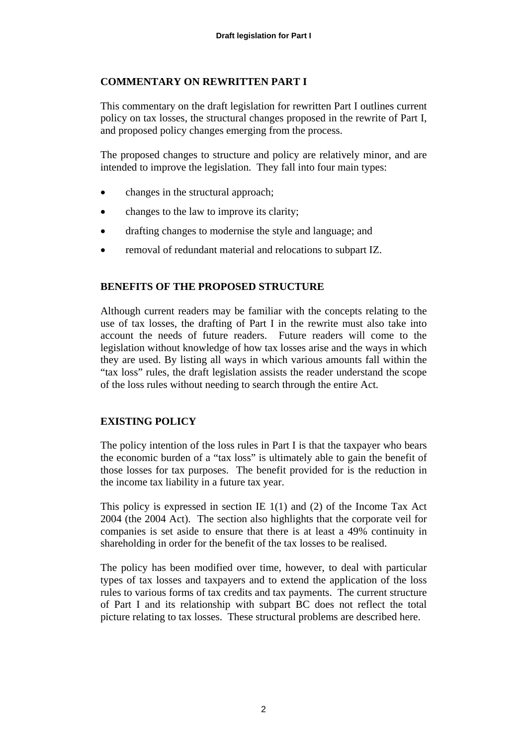## COMMENTARY ON REWRITTEN PART I

This commentary on the draft legislation for rewritten Part I outlines current policy on tax losses, the structural changes proposed in the rewrite of Part I, and proposed policy changes emerging from the process.

The proposed changes to structure and policy are relatively minor, and are intended to improve the legislation. They fall into four main types:

- changes in the structural approach;
- changes to the law to improve its clarity;
- drafting changes to modernise the style and language; and
- removal of redundant material and relocations to subpart IZ.

## BENEFITS OF THE PROPOSED STRUCTURE

Although current readers may be familiar with the concepts relating to the use of tax losses, the drafting of Part I in the rewrite must also take into account the needs of future readers. Future readers will come to the legislation without knowledge of how tax losses arise and the ways in which they are used. By listing all ways in which various amounts fall within the "tax loss" rules, the draft legislation assists the reader understand the scope of the loss rules without needing to search through the entire Act.

## EXISTING POLICY

The policy intention of the loss rules in Part I is that the taxpayer who bears the economic burden of a "tax loss" is ultimately able to gain the benefit of those losses for tax purposes. The benefit provided for is the reduction in the income tax liability in a future tax year.

This policy is expressed in section IE 1(1) and (2) of the Income Tax Act 2004 (the 2004 Act). The section also highlights that the corporate veil for companies is set aside to ensure that there is at least a 49% continuity in shareholding in order for the benefit of the tax losses to be realised.

The policy has been modified over time, however, to deal with particular types of tax losses and taxpayers and to extend the application of the loss rules to various forms of tax credits and tax payments. The current structure of Part I and its relationship with subpart BC does not reflect the total picture relating to tax losses. These structural problems are described here.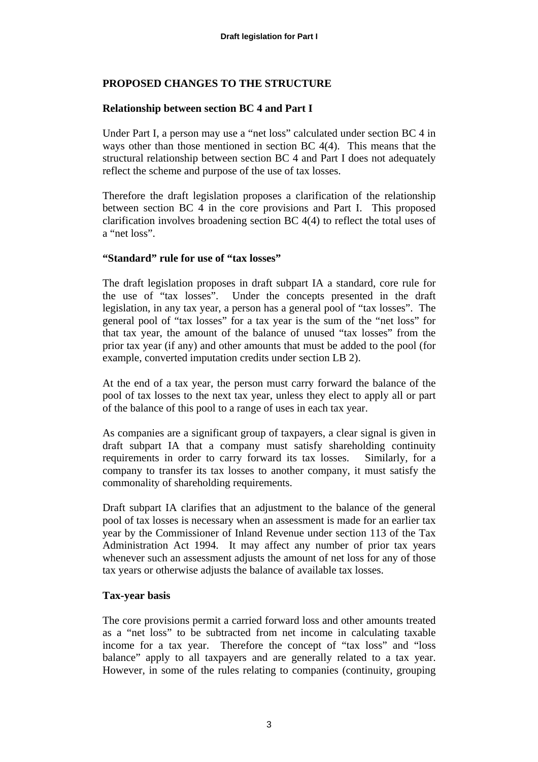## PROPOSED CHANGES TO THE STRUCTURE

### Relationship between section BC 4 and Part I

Under Part I, a person may use a "net loss" calculated under section BC 4 in ways other than those mentioned in section BC 4(4). This means that the structural relationship between section BC 4 and Part I does not adequately reflect the scheme and purpose of the use of tax losses.

Therefore the draft legislation proposes a clarification of the relationship between section BC 4 in the core provisions and Part I. This proposed clarification involves broadening section BC 4(4) to reflect the total uses of a "net loss".

### "Standard" rule for use of "tax losses"

The draft legislation proposes in draft subpart IA a standard, core rule for the use of "tax losses". Under the concepts presented in the draft legislation, in any tax year, a person has a general pool of "tax losses". The general pool of "tax losses" for a tax year is the sum of the "net loss" for that tax year, the amount of the balance of unused "tax losses" from the prior tax year (if any) and other amounts that must be added to the pool (for example, converted imputation credits under section LB 2).

At the end of a tax year, the person must carry forward the balance of the pool of tax losses to the next tax year, unless they elect to apply all or part of the balance of this pool to a range of uses in each tax year.

As companies are a significant group of taxpayers, a clear signal is given in draft subpart IA that a company must satisfy shareholding continuity requirements in order to carry forward its tax losses. Similarly, for a company to transfer its tax losses to another company, it must satisfy the commonality of shareholding requirements.

Draft subpart IA clarifies that an adjustment to the balance of the general pool of tax losses is necessary when an assessment is made for an earlier tax year by the Commissioner of Inland Revenue under section 113 of the Tax Administration Act 1994. It may affect any number of prior tax years whenever such an assessment adjusts the amount of net loss for any of those tax years or otherwise adjusts the balance of available tax losses.

### Tax-year basis

The core provisions permit a carried forward loss and other amounts treated as a "net loss" to be subtracted from net income in calculating taxable income for a tax year. Therefore the concept of "tax loss" and "loss balance" apply to all taxpayers and are generally related to a tax year. However, in some of the rules relating to companies (continuity, grouping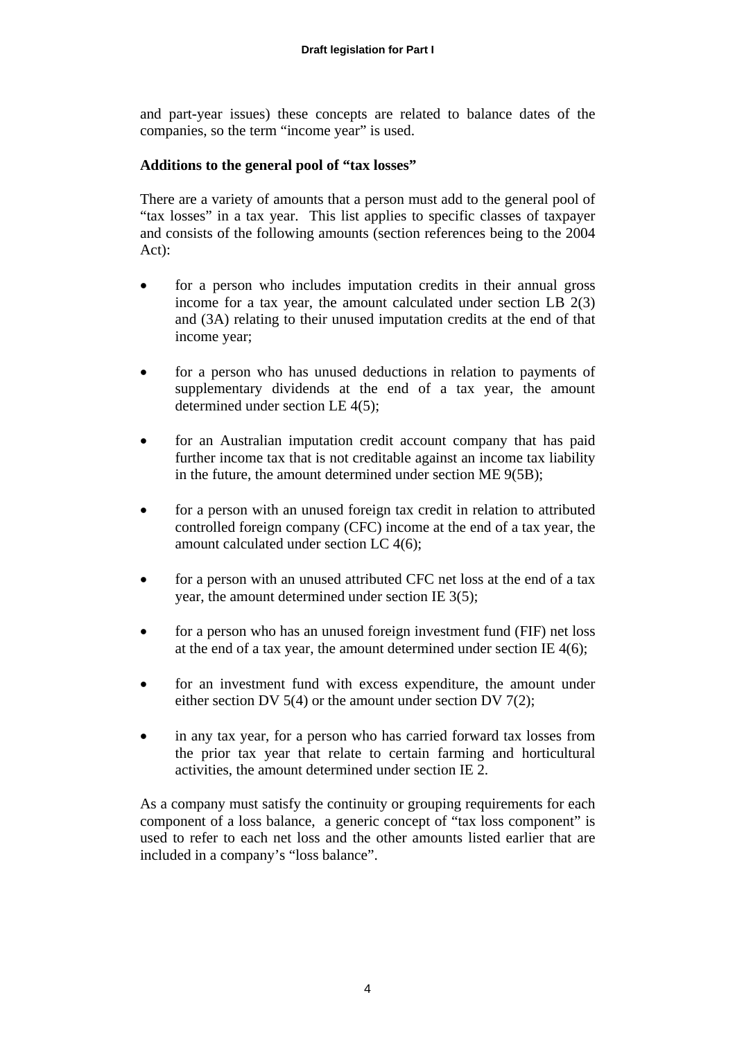and part-year issues) these concepts are related to balance dates of the companies, so the term "income year" is used.

**Additions to the general pool of "tax losses"**

There are a variety of amounts that a person must add to the general pool of "tax losses" in a tax year. This list applies to specific classes of taxpayer and consists of the following amounts (section references being to the 2004 Act):

- for a person who includes imputation credits in their annual gross income for a tax year, the amount calculated under section LB 2(3) and (3A) relating to their unused imputation credits at the end of that income year;
- for a person who has unused deductions in relation to payments of supplementary dividends at the end of a tax year, the amount determined under section LE 4(5);
- for an Australian imputation credit account company that has paid further income tax that is not creditable against an income tax liability in the future, the amount determined under section ME 9(5B);
- for a person with an unused foreign tax credit in relation to attributed controlled foreign company (CFC) income at the end of a tax year, the amount calculated under section LC 4(6);
- for a person with an unused attributed CFC net loss at the end of a tax year, the amount determined under section IE 3(5);
- for a person who has an unused foreign investment fund (FIF) net loss at the end of a tax year, the amount determined under section IE 4(6);
- for an investment fund with excess expenditure, the amount under either section DV 5(4) or the amount under section DV 7(2);
- in any tax year, for a person who has carried forward tax losses from the prior tax year that relate to certain farming and horticultural activities, the amount determined under section IE 2.

As a company must satisfy the continuity or grouping requirements for each component of a loss balance, a generic concept of "tax loss component" is used to refer to each net loss and the other amounts listed earlier that are included in a company's "loss balance".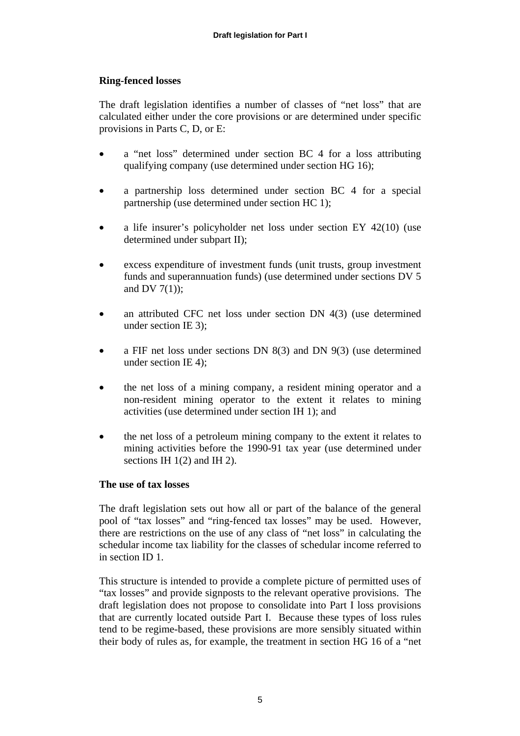### Ring-fenced losses

The draft legislation identifies a number of classes of "net loss" that are calculated either under the core provisions or are determined under specific provisions in Parts C, D, or E:

- a "net loss" determined under section BC 4 for a loss attributing qualifying company (use determined under section HG 16);
- a partnership loss determined under section BC 4 for a special partnership (use determined under section HC 1);
- a life insurer's policyholder net loss under section EY 42(10) (use determined under subpart II);
- excess expenditure of investment funds (unit trusts, group investment funds and superannuation funds) (use determined under sections DV 5 and DV 7(1));
- an attributed CFC net loss under section DN 4(3) (use determined under section IE 3);
- a FIF net loss under sections DN 8(3) and DN 9(3) (use determined under section IE 4);
- the net loss of a mining company, a resident mining operator and a non-resident mining operator to the extent it relates to mining activities (use determined under section IH 1); and
- the net loss of a petroleum mining company to the extent it relates to mining activities before the 1990-91 tax year (use determined under sections IH 1(2) and IH 2).

### The use of tax losses

The draft legislation sets out how all or part of the balance of the general pool of "tax losses" and "ring-fenced tax losses" may be used. However, there are restrictions on the use of any class of "net loss" in calculating the schedular income tax liability for the classes of schedular income referred to in section ID 1.

This structure is intended to provide a complete picture of permitted uses of "tax losses" and provide signposts to the relevant operative provisions. The draft legislation does not propose to consolidate into Part I loss provisions that are currently located outside Part I. Because these types of loss rules tend to be regime-based, these provisions are more sensibly situated within their body of rules as, for example, the treatment in section HG 16 of a "net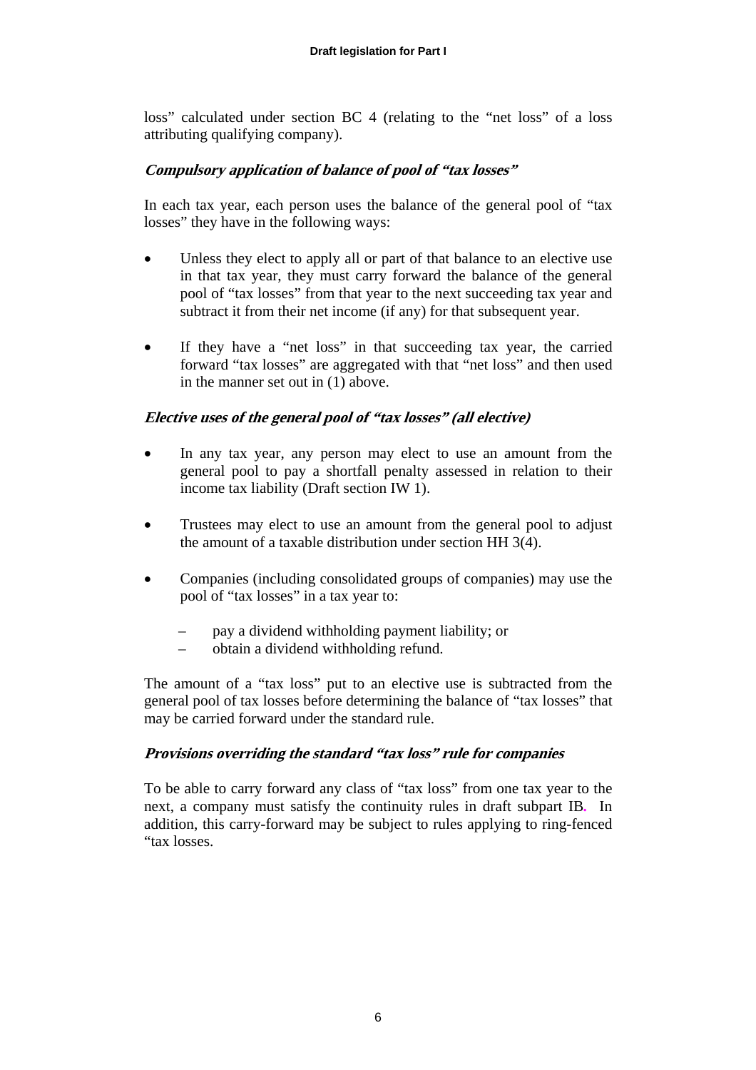loss" calculated under section BC 4 (relating to the "net loss" of a loss attributing qualifying company).

### *Compulsory application of balance of pool of "tax losses"*

In each tax year, each person uses the balance of the general pool of "tax losses" they have in the following ways:

- Unless they elect to apply all or part of that balance to an elective use in that tax year, they must carry forward the balance of the general pool of "tax losses" from that year to the next succeeding tax year and subtract it from their net income (if any) for that subsequent year.

- If they have a "net loss" in that succeeding tax year, the carried forward "tax losses" are aggregated with that "net loss" and then used in the manner set out in (1) above.

### *Elective uses of the general pool of "tax losses" (all elective)*

- In any tax year, any person may elect to use an amount from the general pool to pay a shortfall penalty assessed in relation to their income tax liability (Draft section IW 1).

- Trustees may elect to use an amount from the general pool to adjust the amount of a taxable distribution under section HH 3(4).

- Companies (including consolidated groups of companies) may use the pool of "tax losses" in a tax year to:

  - pay a dividend withholding payment liability; or
  - obtain a dividend withholding refund.

The amount of a "tax loss" put to an elective use is subtracted from the general pool of tax losses before determining the balance of "tax losses" that may be carried forward under the standard rule.

### *Provisions overriding the standard "tax loss" rule for companies*

To be able to carry forward any class of "tax loss" from one tax year to the next, a company must satisfy the continuity rules in draft subpart IB. In addition, this carry-forward may be subject to rules applying to ring-fenced "tax losses.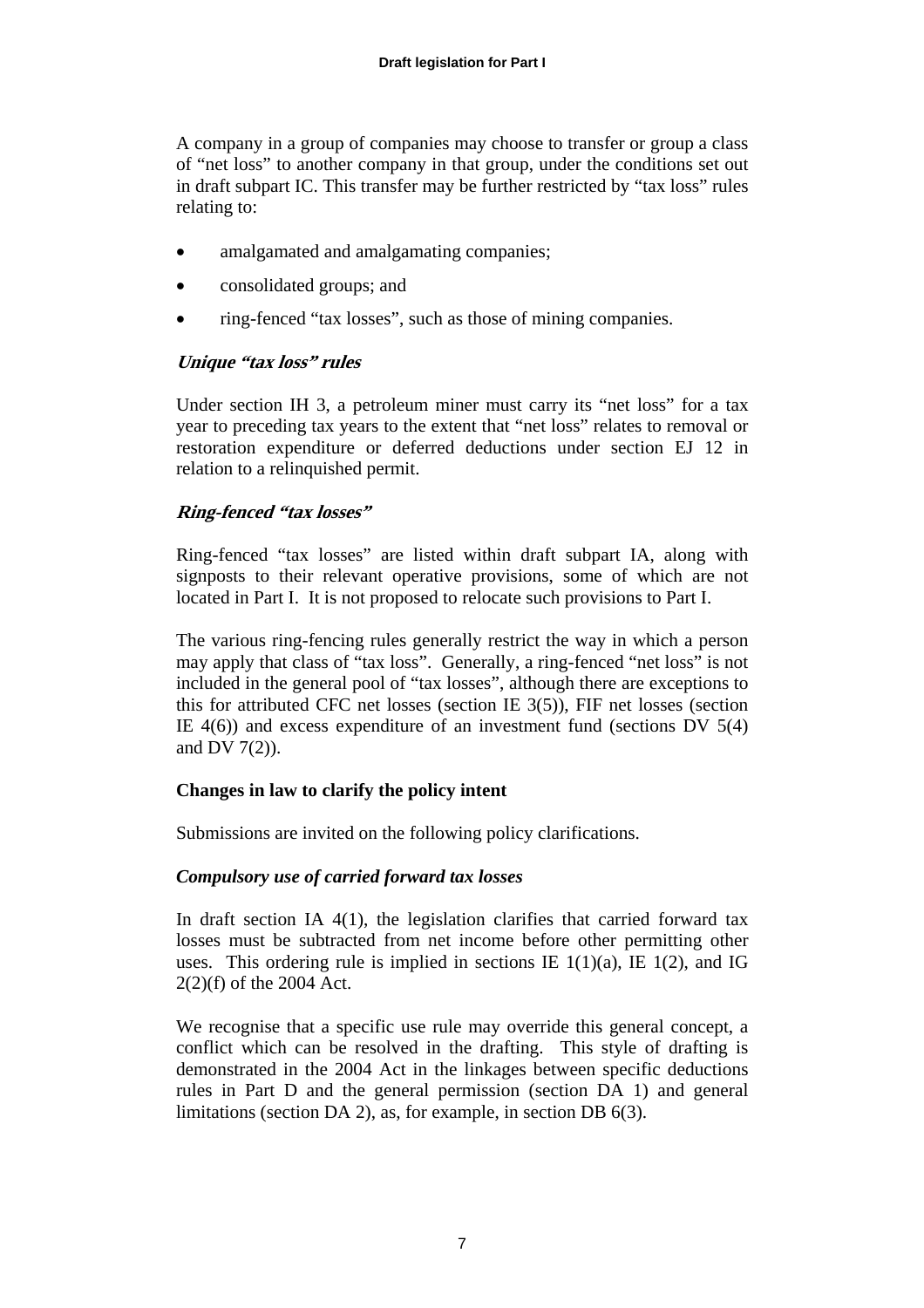A company in a group of companies may choose to transfer or group a class of "net loss" to another company in that group, under the conditions set out in draft subpart IC. This transfer may be further restricted by "tax loss" rules relating to:

- amalgamated and amalgamating companies;
- consolidated groups; and
- ring-fenced "tax losses", such as those of mining companies.

### *Unique "tax loss" rules*

Under section IH 3, a petroleum miner must carry its "net loss" for a tax year to preceding tax years to the extent that "net loss" relates to removal or restoration expenditure or deferred deductions under section EJ 12 in relation to a relinquished permit.

### *Ring-fenced "tax losses"*

Ring-fenced "tax losses" are listed within draft subpart IA, along with signposts to their relevant operative provisions, some of which are not located in Part I. It is not proposed to relocate such provisions to Part I.

The various ring-fencing rules generally restrict the way in which a person may apply that class of "tax loss". Generally, a ring-fenced "net loss" is not included in the general pool of "tax losses", although there are exceptions to this for attributed CFC net losses (section IE 3(5)), FIF net losses (section IE 4(6)) and excess expenditure of an investment fund (sections DV 5(4) and DV 7(2)).

### **Changes in law to clarify the policy intent**

Submissions are invited on the following policy clarifications.

### *Compulsory use of carried forward tax losses*

In draft section IA 4(1), the legislation clarifies that carried forward tax losses must be subtracted from net income before other permitting other uses. This ordering rule is implied in sections IE 1(1)(a), IE 1(2), and IG 2(2)(f) of the 2004 Act.

We recognise that a specific use rule may override this general concept, a conflict which can be resolved in the drafting. This style of drafting is demonstrated in the 2004 Act in the linkages between specific deductions rules in Part D and the general permission (section DA 1) and general limitations (section DA 2), as, for example, in section DB 6(3).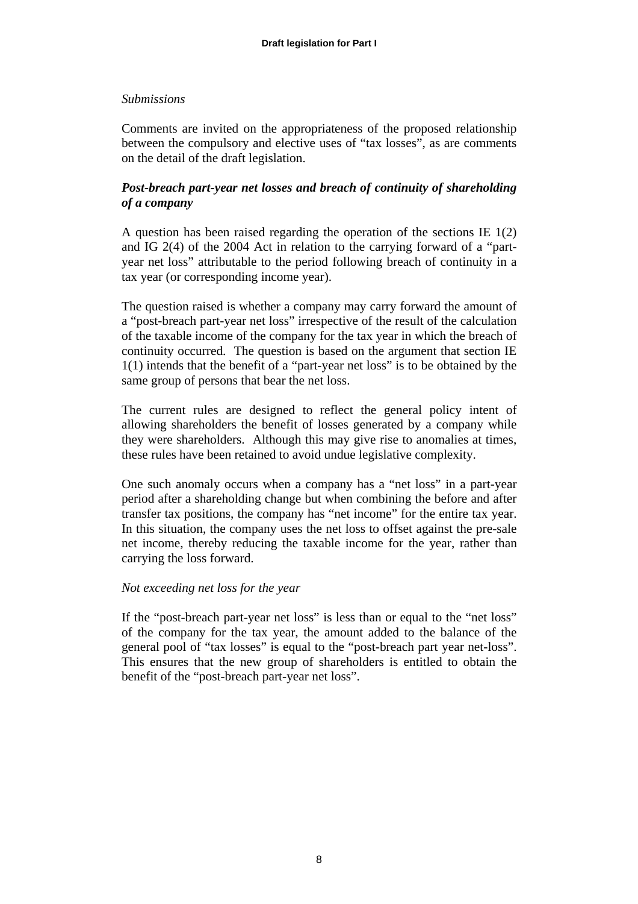*Submissions*

Comments are invited on the appropriateness of the proposed relationship between the compulsory and elective uses of "tax losses", as are comments on the detail of the draft legislation.

***Post-breach part-year net losses and breach of continuity of shareholding of a company***

A question has been raised regarding the operation of the sections IE 1(2) and IG 2(4) of the 2004 Act in relation to the carrying forward of a "part-year net loss" attributable to the period following breach of continuity in a tax year (or corresponding income year).

The question raised is whether a company may carry forward the amount of a "post-breach part-year net loss" irrespective of the result of the calculation of the taxable income of the company for the tax year in which the breach of continuity occurred. The question is based on the argument that section IE 1(1) intends that the benefit of a "part-year net loss" is to be obtained by the same group of persons that bear the net loss.

The current rules are designed to reflect the general policy intent of allowing shareholders the benefit of losses generated by a company while they were shareholders. Although this may give rise to anomalies at times, these rules have been retained to avoid undue legislative complexity.

One such anomaly occurs when a company has a "net loss" in a part-year period after a shareholding change but when combining the before and after transfer tax positions, the company has "net income" for the entire tax year. In this situation, the company uses the net loss to offset against the pre-sale net income, thereby reducing the taxable income for the year, rather than carrying the loss forward.

*Not exceeding net loss for the year*

If the "post-breach part-year net loss" is less than or equal to the "net loss" of the company for the tax year, the amount added to the balance of the general pool of "tax losses" is equal to the "post-breach part year net-loss". This ensures that the new group of shareholders is entitled to obtain the benefit of the "post-breach part-year net loss".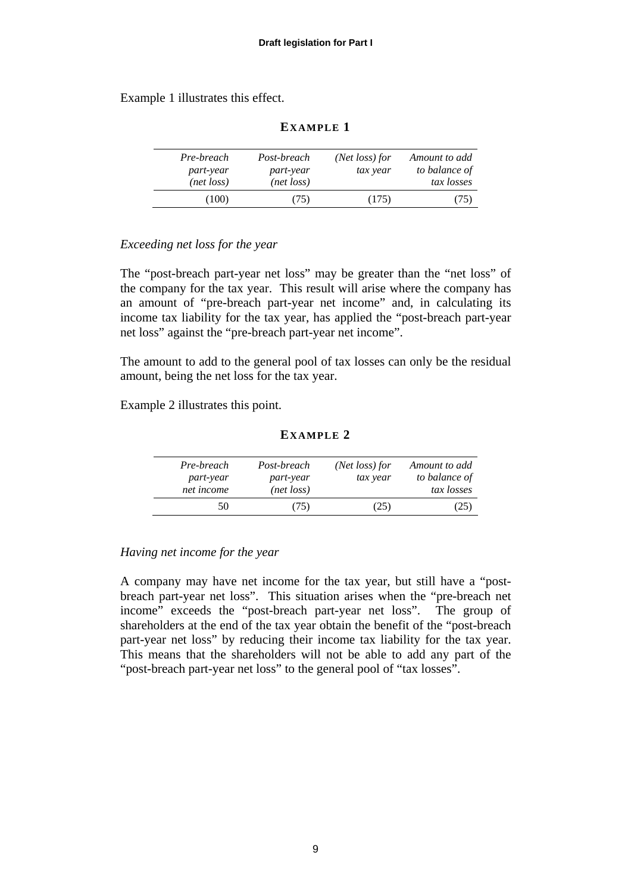Example 1 illustrates this effect.

**EXAMPLE 1**

| *Pre-breach part-year (net loss)* | *Post-breach part-year (net loss)* | *(Net loss) for tax year* | *Amount to add to balance of tax losses* |
|---:|---:|---:|---:|
| (100) | (75) | (175) | (75) |

*Exceeding net loss for the year*

The "post-breach part-year net loss" may be greater than the "net loss" of the company for the tax year. This result will arise where the company has an amount of "pre-breach part-year net income" and, in calculating its income tax liability for the tax year, has applied the "post-breach part-year net loss" against the "pre-breach part-year net income".

The amount to add to the general pool of tax losses can only be the residual amount, being the net loss for the tax year.

Example 2 illustrates this point.

**EXAMPLE 2**

| *Pre-breach part-year net income* | *Post-breach part-year (net loss)* | *(Net loss) for tax year* | *Amount to add to balance of tax losses* |
|---:|---:|---:|---:|
| 50 | (75) | (25) | (25) |

*Having net income for the year*

A company may have net income for the tax year, but still have a "post-breach part-year net loss". This situation arises when the "pre-breach net income" exceeds the "post-breach part-year net loss". The group of shareholders at the end of the tax year obtain the benefit of the "post-breach part-year net loss" by reducing their income tax liability for the tax year. This means that the shareholders will not be able to add any part of the "post-breach part-year net loss" to the general pool of "tax losses".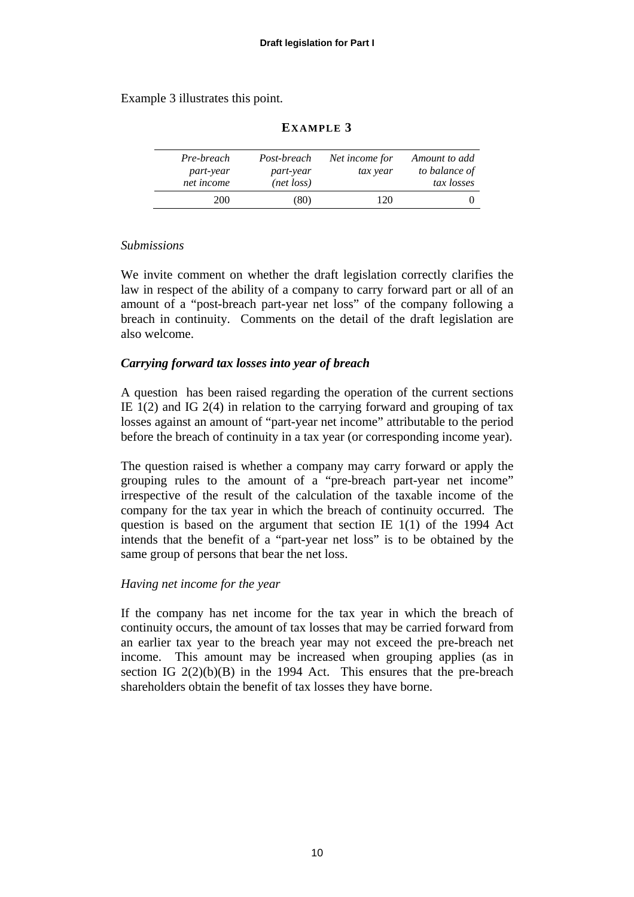Example 3 illustrates this point.

**EXAMPLE 3**

| *Pre-breach part-year net income* | *Post-breach part-year (net loss)* | *Net income for tax year* | *Amount to add to balance of tax losses* |
|---:|---:|---:|---:|
| 200 | (80) | 120 | 0 |

*Submissions*

We invite comment on whether the draft legislation correctly clarifies the law in respect of the ability of a company to carry forward part or all of an amount of a "post-breach part-year net loss" of the company following a breach in continuity. Comments on the detail of the draft legislation are also welcome.

***Carrying forward tax losses into year of breach***

A question has been raised regarding the operation of the current sections IE 1(2) and IG 2(4) in relation to the carrying forward and grouping of tax losses against an amount of "part-year net income" attributable to the period before the breach of continuity in a tax year (or corresponding income year).

The question raised is whether a company may carry forward or apply the grouping rules to the amount of a "pre-breach part-year net income" irrespective of the result of the calculation of the taxable income of the company for the tax year in which the breach of continuity occurred. The question is based on the argument that section IE 1(1) of the 1994 Act intends that the benefit of a "part-year net loss" is to be obtained by the same group of persons that bear the net loss.

*Having net income for the year*

If the company has net income for the tax year in which the breach of continuity occurs, the amount of tax losses that may be carried forward from an earlier tax year to the breach year may not exceed the pre-breach net income. This amount may be increased when grouping applies (as in section IG 2(2)(b)(B) in the 1994 Act. This ensures that the pre-breach shareholders obtain the benefit of tax losses they have borne.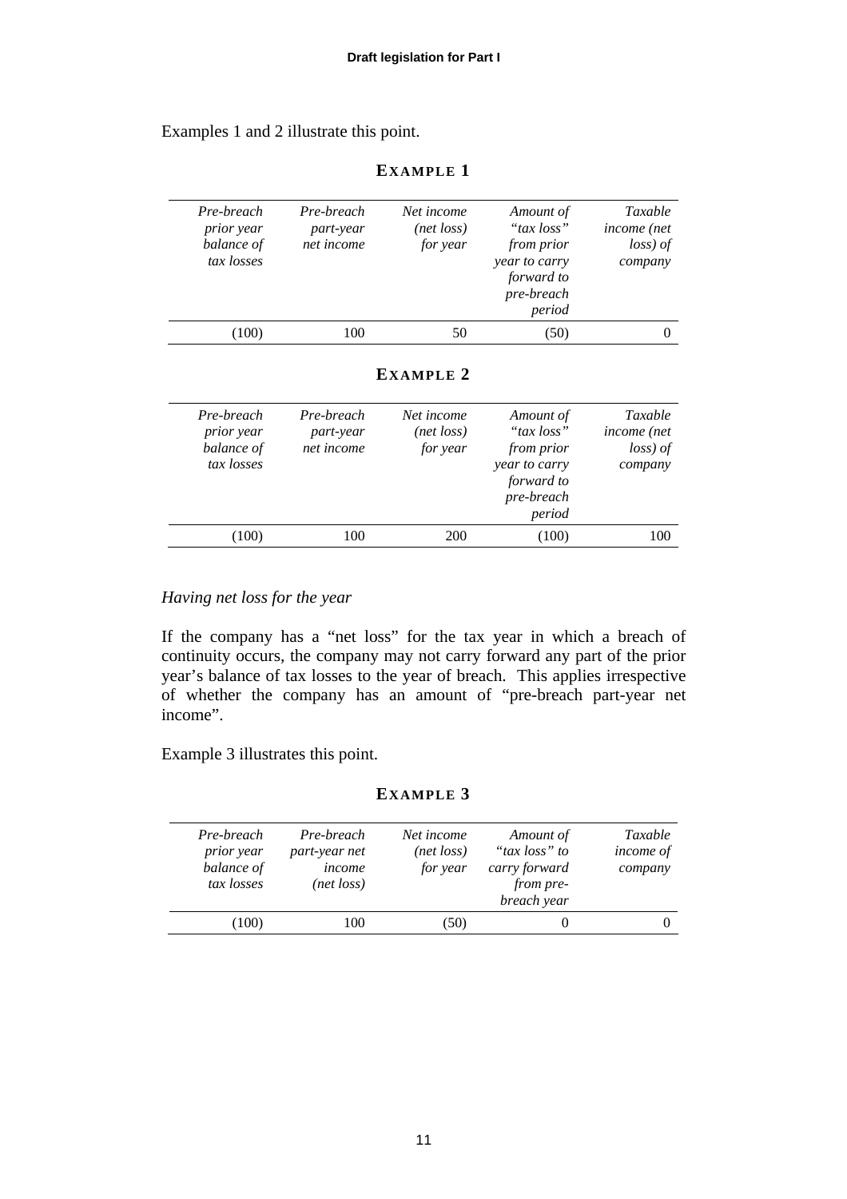Examples 1 and 2 illustrate this point.

**EXAMPLE 1**

| *Pre-breach prior year balance of tax losses* | *Pre-breach part-year net income* | *Net income (net loss) for year* | *Amount of “tax loss” from prior year to carry forward to pre-breach period* | *Taxable income (net loss) of company* |
|---|---|---|---|---|
| (100) | 100 | 50 | (50) | 0 |

**EXAMPLE 2**

| *Pre-breach prior year balance of tax losses* | *Pre-breach part-year net income* | *Net income (net loss) for year* | *Amount of “tax loss” from prior year to carry forward to pre-breach period* | *Taxable income (net loss) of company* |
|---|---|---|---|---|
| (100) | 100 | 200 | (100) | 100 |

*Having net loss for the year*

If the company has a “net loss” for the tax year in which a breach of continuity occurs, the company may not carry forward any part of the prior year’s balance of tax losses to the year of breach. This applies irrespective of whether the company has an amount of “pre-breach part-year net income”.

Example 3 illustrates this point.

**EXAMPLE 3**

| *Pre-breach prior year balance of tax losses* | *Pre-breach part-year net income (net loss)* | *Net income (net loss) for year* | *Amount of “tax loss” to carry forward from pre-breach year* | *Taxable income of company* |
|---|---|---|---|---|
| (100) | 100 | (50) | 0 | 0 |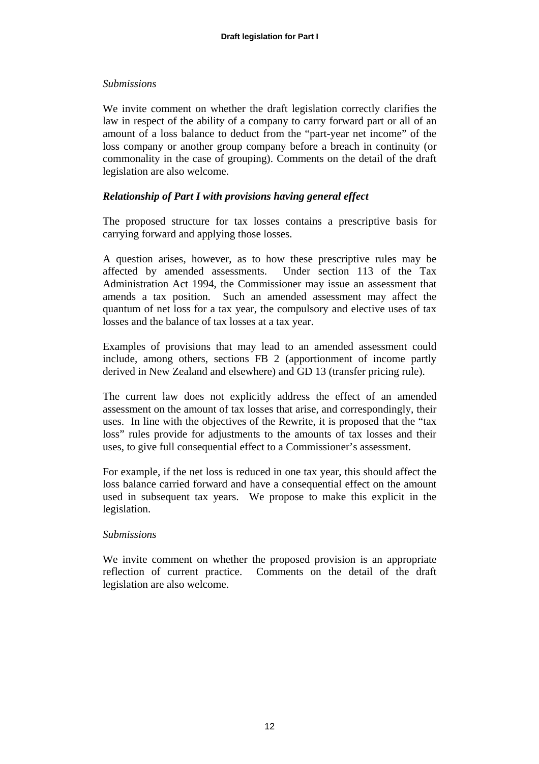*Submissions*

We invite comment on whether the draft legislation correctly clarifies the law in respect of the ability of a company to carry forward part or all of an amount of a loss balance to deduct from the "part-year net income" of the loss company or another group company before a breach in continuity (or commonality in the case of grouping). Comments on the detail of the draft legislation are also welcome.

***Relationship of Part I with provisions having general effect***

The proposed structure for tax losses contains a prescriptive basis for carrying forward and applying those losses.

A question arises, however, as to how these prescriptive rules may be affected by amended assessments. Under section 113 of the Tax Administration Act 1994, the Commissioner may issue an assessment that amends a tax position. Such an amended assessment may affect the quantum of net loss for a tax year, the compulsory and elective uses of tax losses and the balance of tax losses at a tax year.

Examples of provisions that may lead to an amended assessment could include, among others, sections FB 2 (apportionment of income partly derived in New Zealand and elsewhere) and GD 13 (transfer pricing rule).

The current law does not explicitly address the effect of an amended assessment on the amount of tax losses that arise, and correspondingly, their uses. In line with the objectives of the Rewrite, it is proposed that the "tax loss" rules provide for adjustments to the amounts of tax losses and their uses, to give full consequential effect to a Commissioner's assessment.

For example, if the net loss is reduced in one tax year, this should affect the loss balance carried forward and have a consequential effect on the amount used in subsequent tax years. We propose to make this explicit in the legislation.

*Submissions*

We invite comment on whether the proposed provision is an appropriate reflection of current practice. Comments on the detail of the draft legislation are also welcome.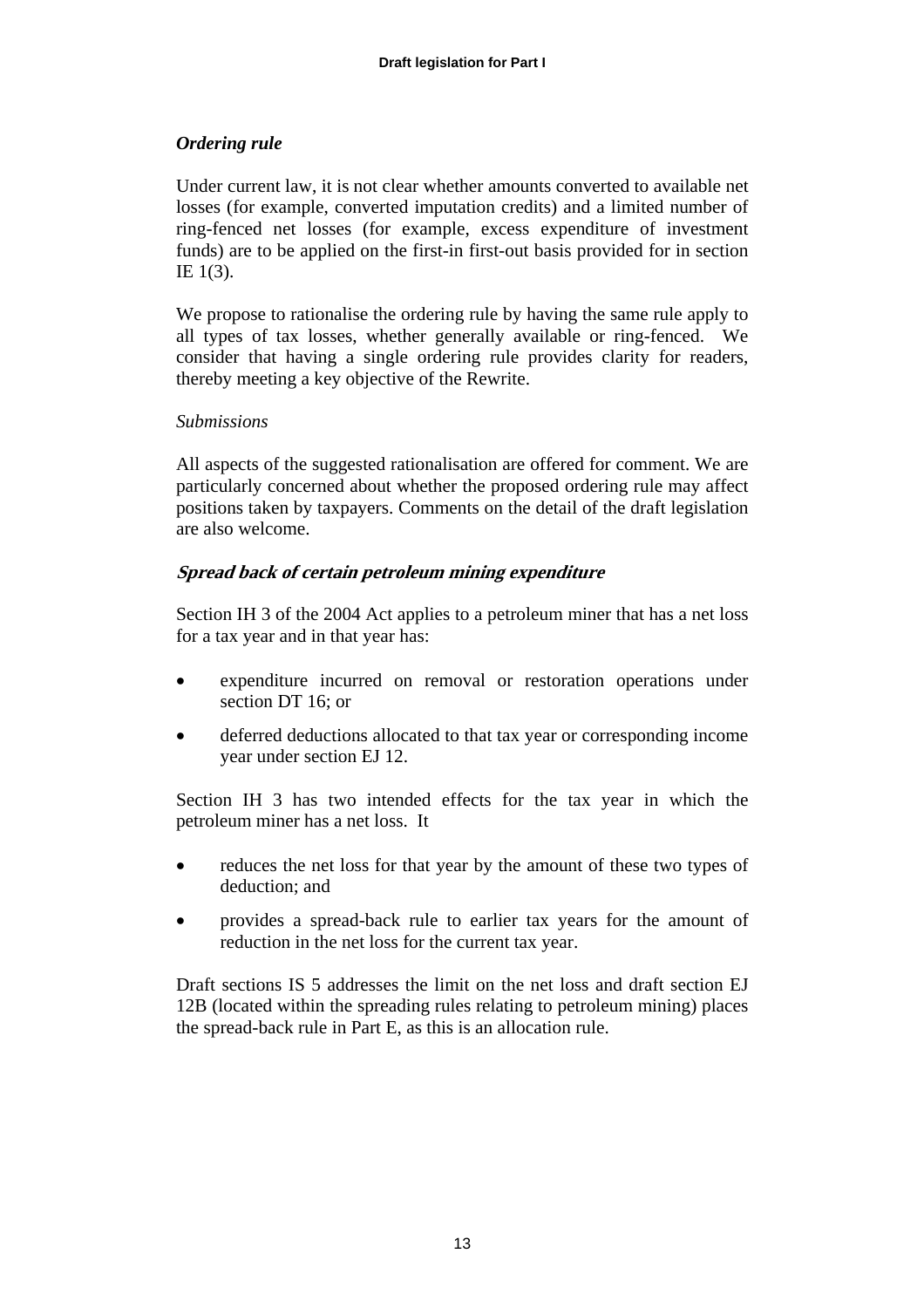### *Ordering rule*

Under current law, it is not clear whether amounts converted to available net losses (for example, converted imputation credits) and a limited number of ring-fenced net losses (for example, excess expenditure of investment funds) are to be applied on the first-in first-out basis provided for in section IE 1(3).

We propose to rationalise the ordering rule by having the same rule apply to all types of tax losses, whether generally available or ring-fenced. We consider that having a single ordering rule provides clarity for readers, thereby meeting a key objective of the Rewrite.

*Submissions*

All aspects of the suggested rationalisation are offered for comment. We are particularly concerned about whether the proposed ordering rule may affect positions taken by taxpayers. Comments on the detail of the draft legislation are also welcome.

### ***Spread back of certain petroleum mining expenditure***

Section IH 3 of the 2004 Act applies to a petroleum miner that has a net loss for a tax year and in that year has:

- expenditure incurred on removal or restoration operations under section DT 16; or
- deferred deductions allocated to that tax year or corresponding income year under section EJ 12.

Section IH 3 has two intended effects for the tax year in which the petroleum miner has a net loss. It

- reduces the net loss for that year by the amount of these two types of deduction; and
- provides a spread-back rule to earlier tax years for the amount of reduction in the net loss for the current tax year.

Draft sections IS 5 addresses the limit on the net loss and draft section EJ 12B (located within the spreading rules relating to petroleum mining) places the spread-back rule in Part E, as this is an allocation rule.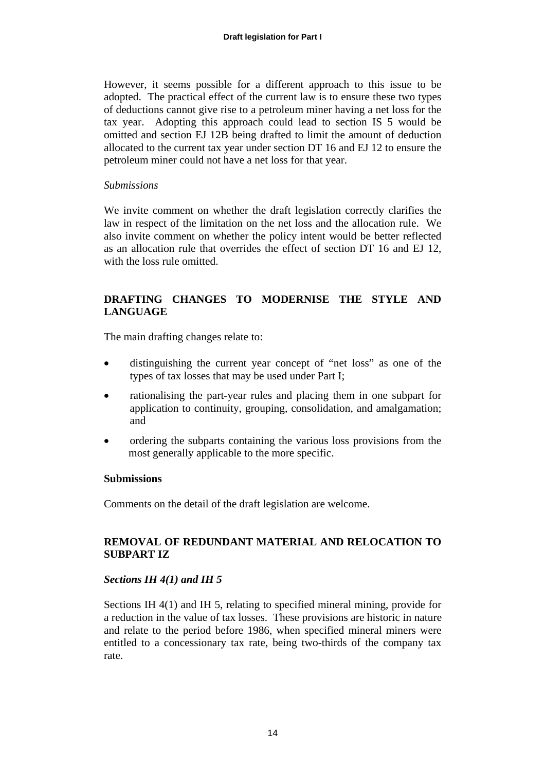However, it seems possible for a different approach to this issue to be adopted. The practical effect of the current law is to ensure these two types of deductions cannot give rise to a petroleum miner having a net loss for the tax year. Adopting this approach could lead to section IS 5 would be omitted and section EJ 12B being drafted to limit the amount of deduction allocated to the current tax year under section DT 16 and EJ 12 to ensure the petroleum miner could not have a net loss for that year.

*Submissions*

We invite comment on whether the draft legislation correctly clarifies the law in respect of the limitation on the net loss and the allocation rule. We also invite comment on whether the policy intent would be better reflected as an allocation rule that overrides the effect of section DT 16 and EJ 12, with the loss rule omitted.

## DRAFTING CHANGES TO MODERNISE THE STYLE AND LANGUAGE

The main drafting changes relate to:

- distinguishing the current year concept of "net loss" as one of the types of tax losses that may be used under Part I;
- rationalising the part-year rules and placing them in one subpart for application to continuity, grouping, consolidation, and amalgamation; and
- ordering the subparts containing the various loss provisions from the most generally applicable to the more specific.

**Submissions**

Comments on the detail of the draft legislation are welcome.

## REMOVAL OF REDUNDANT MATERIAL AND RELOCATION TO SUBPART IZ

### *Sections IH 4(1) and IH 5*

Sections IH 4(1) and IH 5, relating to specified mineral mining, provide for a reduction in the value of tax losses. These provisions are historic in nature and relate to the period before 1986, when specified mineral miners were entitled to a concessionary tax rate, being two-thirds of the company tax rate.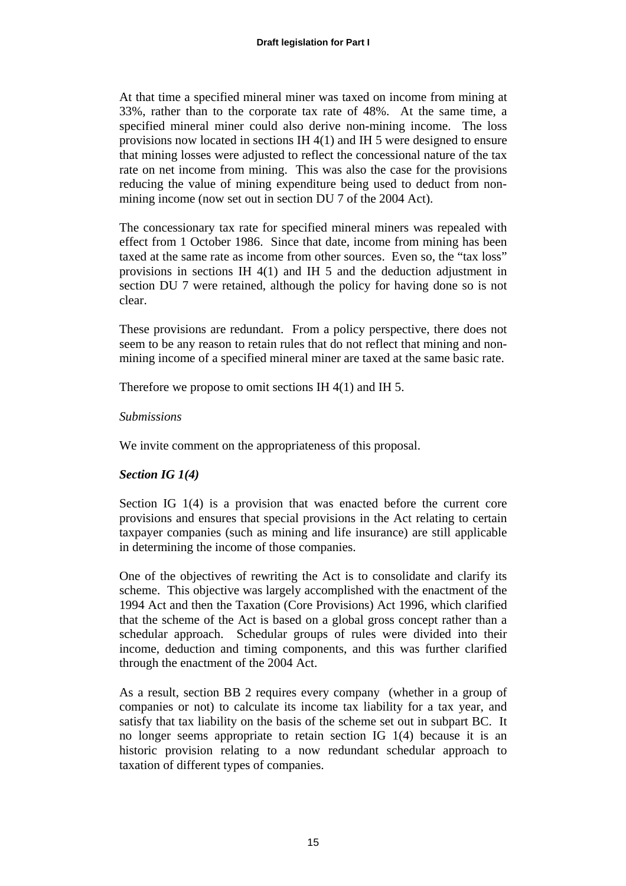At that time a specified mineral miner was taxed on income from mining at 33%, rather than to the corporate tax rate of 48%. At the same time, a specified mineral miner could also derive non-mining income. The loss provisions now located in sections IH 4(1) and IH 5 were designed to ensure that mining losses were adjusted to reflect the concessional nature of the tax rate on net income from mining. This was also the case for the provisions reducing the value of mining expenditure being used to deduct from non-mining income (now set out in section DU 7 of the 2004 Act).

The concessionary tax rate for specified mineral miners was repealed with effect from 1 October 1986. Since that date, income from mining has been taxed at the same rate as income from other sources. Even so, the "tax loss" provisions in sections IH 4(1) and IH 5 and the deduction adjustment in section DU 7 were retained, although the policy for having done so is not clear.

These provisions are redundant. From a policy perspective, there does not seem to be any reason to retain rules that do not reflect that mining and non-mining income of a specified mineral miner are taxed at the same basic rate.

Therefore we propose to omit sections IH 4(1) and IH 5.

*Submissions*

We invite comment on the appropriateness of this proposal.

***Section IG 1(4)***

Section IG 1(4) is a provision that was enacted before the current core provisions and ensures that special provisions in the Act relating to certain taxpayer companies (such as mining and life insurance) are still applicable in determining the income of those companies.

One of the objectives of rewriting the Act is to consolidate and clarify its scheme. This objective was largely accomplished with the enactment of the 1994 Act and then the Taxation (Core Provisions) Act 1996, which clarified that the scheme of the Act is based on a global gross concept rather than a schedular approach. Schedular groups of rules were divided into their income, deduction and timing components, and this was further clarified through the enactment of the 2004 Act.

As a result, section BB 2 requires every company (whether in a group of companies or not) to calculate its income tax liability for a tax year, and satisfy that tax liability on the basis of the scheme set out in subpart BC. It no longer seems appropriate to retain section IG 1(4) because it is an historic provision relating to a now redundant schedular approach to taxation of different types of companies.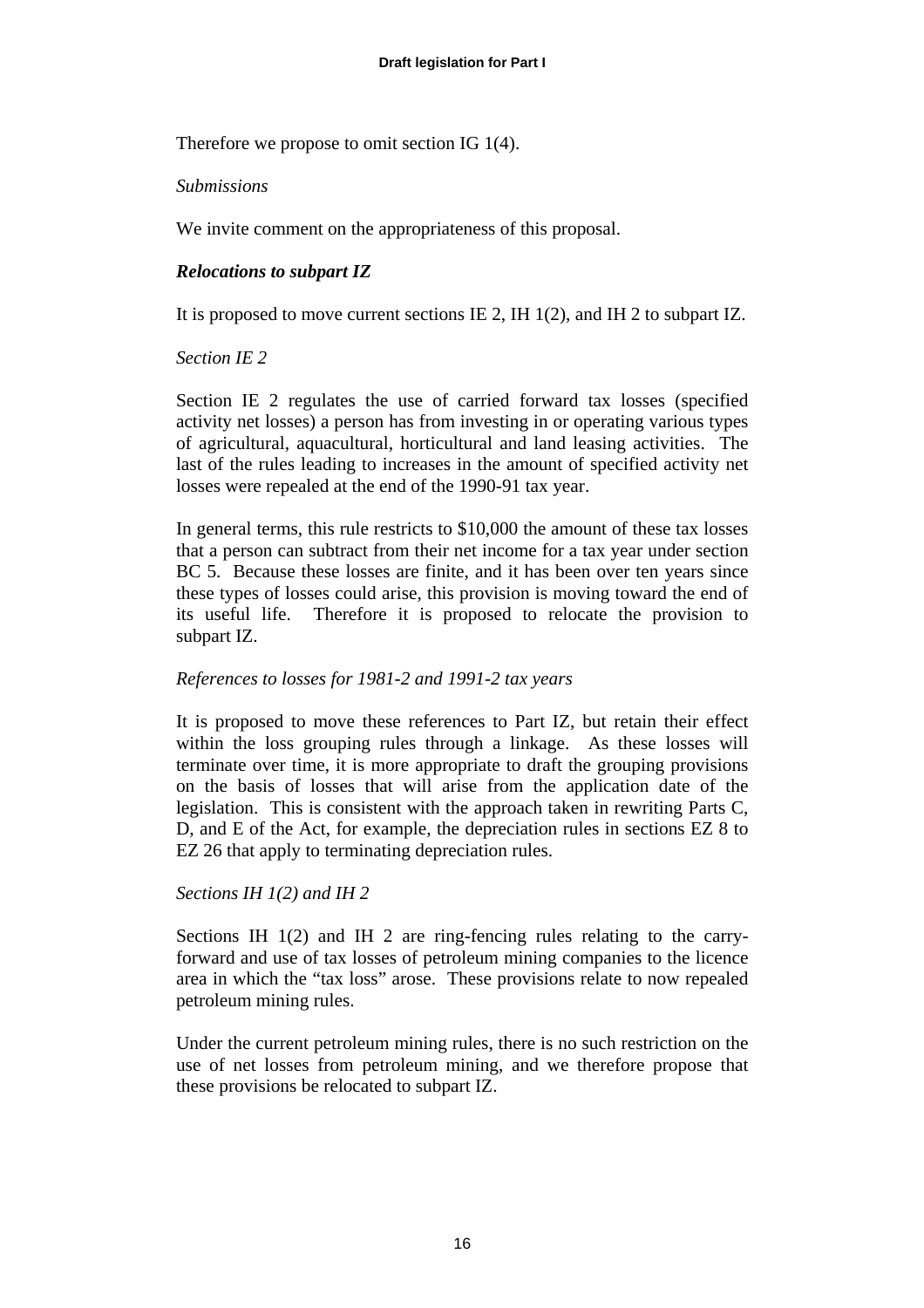Therefore we propose to omit section IG 1(4).

*Submissions*

We invite comment on the appropriateness of this proposal.

### *Relocations to subpart IZ*

It is proposed to move current sections IE 2, IH 1(2), and IH 2 to subpart IZ.

*Section IE 2*

Section IE 2 regulates the use of carried forward tax losses (specified activity net losses) a person has from investing in or operating various types of agricultural, aquacultural, horticultural and land leasing activities. The last of the rules leading to increases in the amount of specified activity net losses were repealed at the end of the 1990-91 tax year.

In general terms, this rule restricts to $10,000 the amount of these tax losses that a person can subtract from their net income for a tax year under section BC 5. Because these losses are finite, and it has been over ten years since these types of losses could arise, this provision is moving toward the end of its useful life. Therefore it is proposed to relocate the provision to subpart IZ.

*References to losses for 1981-2 and 1991-2 tax years*

It is proposed to move these references to Part IZ, but retain their effect within the loss grouping rules through a linkage. As these losses will terminate over time, it is more appropriate to draft the grouping provisions on the basis of losses that will arise from the application date of the legislation. This is consistent with the approach taken in rewriting Parts C, D, and E of the Act, for example, the depreciation rules in sections EZ 8 to EZ 26 that apply to terminating depreciation rules.

*Sections IH 1(2) and IH 2*

Sections IH 1(2) and IH 2 are ring-fencing rules relating to the carry-forward and use of tax losses of petroleum mining companies to the licence area in which the "tax loss" arose. These provisions relate to now repealed petroleum mining rules.

Under the current petroleum mining rules, there is no such restriction on the use of net losses from petroleum mining, and we therefore propose that these provisions be relocated to subpart IZ.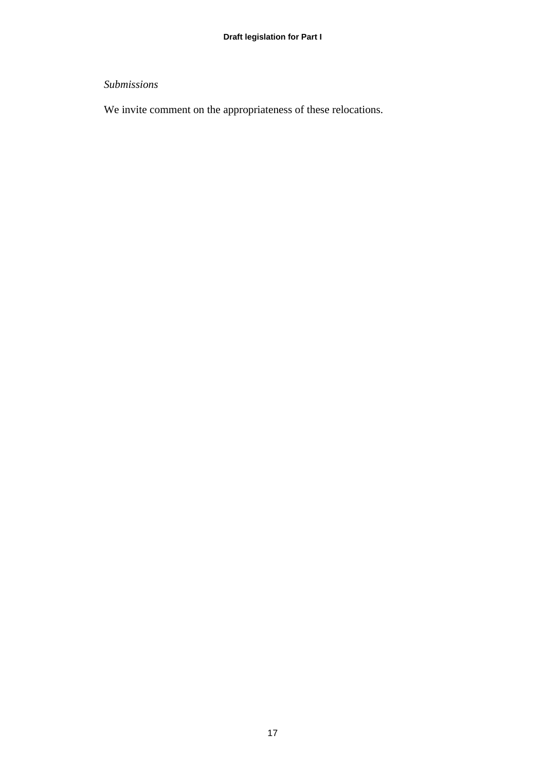*Submissions*

We invite comment on the appropriateness of these relocations.